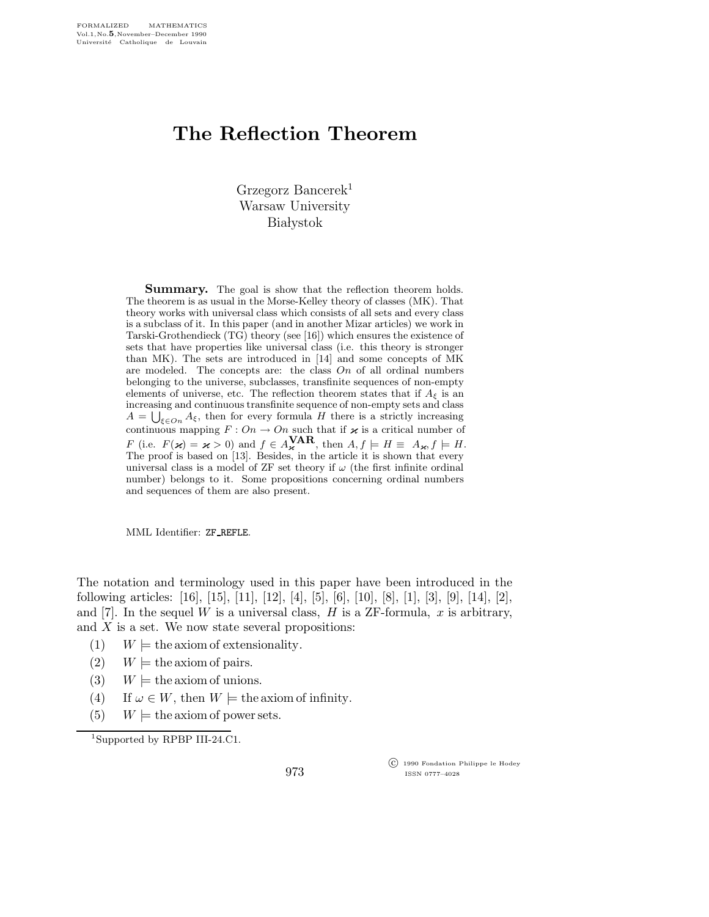# The Reflection Theorem

Grzegorz Bancerek[1]
Warsaw University
Białystok

**Summary.** The goal is show that the reflection theorem holds. The theorem is as usual in the Morse-Kelley theory of classes (MK). That theory works with universal class which consists of all sets and every class is a subclass of it. In this paper (and in another Mizar articles) we work in Tarski-Grothendieck (TG) theory (see [16]) which ensures the existence of sets that have properties like universal class (i.e. this theory is stronger than MK). The sets are introduced in [14] and some concepts of MK are modeled. The concepts are: the class $On$ of all ordinal numbers belonging to the universe, subclasses, transfinite sequences of non-empty elements of universe, etc. The reflection theorem states that if $A_\xi$ is an increasing and continuous transfinite sequence of non-empty sets and class $A = \bigcup_{\xi \in On} A_\xi$, then for every formula $H$ there is a strictly increasing continuous mapping $F : On \to On$ such that if $\varkappa$ is a critical number of $F$ (i.e. $F(\varkappa) = \varkappa > 0$) and $f \in A_\varkappa^{\mathbf{VAR}}$, then $A, f \models H \equiv A_\varkappa, f \models H$. The proof is based on [13]. Besides, in the article it is shown that every universal class is a model of ZF set theory if $\omega$ (the first infinite ordinal number) belongs to it. Some propositions concerning ordinal numbers and sequences of them are also present.

MML Identifier: ZF_REFLE.

The notation and terminology used in this paper have been introduced in the following articles: [16], [15], [11], [12], [4], [5], [6], [10], [8], [1], [3], [9], [14], [2], and [7]. In the sequel $W$ is a universal class, $H$ is a ZF-formula, $x$ is arbitrary, and $X$ is a set. We now state several propositions:

(1) $W \models$ the axiom of extensionality.

(2) $W \models$ the axiom of pairs.

(3) $W \models$ the axiom of unions.

(4) If $\omega \in W$, then $W \models$ the axiom of infinity.

(5) $W \models$ the axiom of power sets.

[1]Supported by RPBP III-24.C1.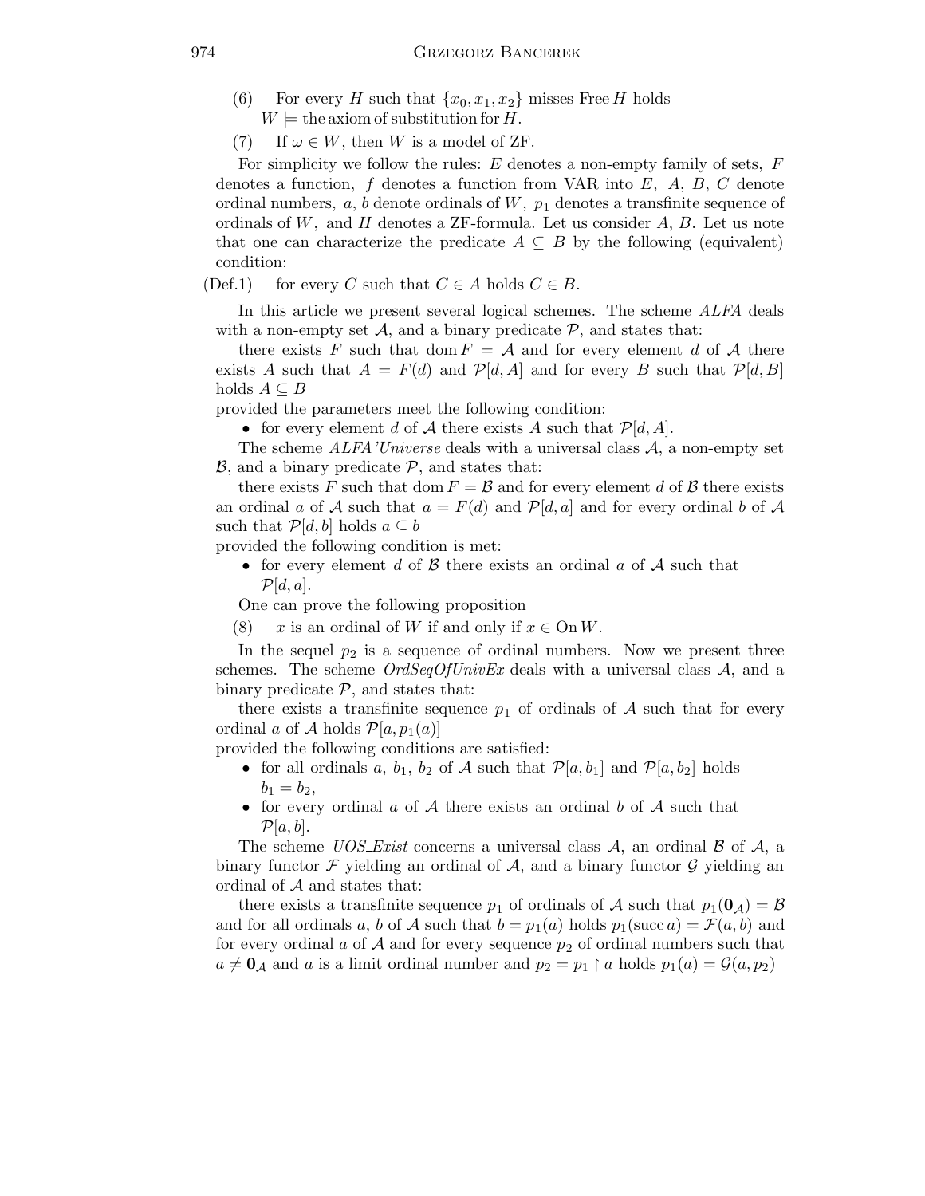(6) For every $H$ such that $\{x_0, x_1, x_2\}$ misses Free $H$ holds $W \models$ the axiom of substitution for $H$.

(7) If $\omega \in W$, then $W$ is a model of ZF.

For simplicity we follow the rules: $E$ denotes a non-empty family of sets, $F$ denotes a function, $f$ denotes a function from VAR into $E$, $A$, $B$, $C$ denote ordinal numbers, $a$, $b$ denote ordinals of $W$, $p_1$ denotes a transfinite sequence of ordinals of $W$, and $H$ denotes a ZF-formula. Let us consider $A$, $B$. Let us note that one can characterize the predicate $A \subseteq B$ by the following (equivalent) condition:

(Def.1) for every $C$ such that $C \in A$ holds $C \in B$.

In this article we present several logical schemes. The scheme *ALFA* deals with a non-empty set $\mathcal{A}$, and a binary predicate $\mathcal{P}$, and states that:

there exists $F$ such that $\operatorname{dom} F = \mathcal{A}$ and for every element $d$ of $\mathcal{A}$ there exists $A$ such that $A = F(d)$ and $\mathcal{P}[d, A]$ and for every $B$ such that $\mathcal{P}[d, B]$ holds $A \subseteq B$

provided the parameters meet the following condition:

- for every element $d$ of $\mathcal{A}$ there exists $A$ such that $\mathcal{P}[d, A]$.

The scheme *ALFA'Universe* deals with a universal class $\mathcal{A}$, a non-empty set $\mathcal{B}$, and a binary predicate $\mathcal{P}$, and states that:

there exists $F$ such that $\operatorname{dom} F = \mathcal{B}$ and for every element $d$ of $\mathcal{B}$ there exists an ordinal $a$ of $\mathcal{A}$ such that $a = F(d)$ and $\mathcal{P}[d, a]$ and for every ordinal $b$ of $\mathcal{A}$ such that $\mathcal{P}[d, b]$ holds $a \subseteq b$

provided the following condition is met:

- for every element $d$ of $\mathcal{B}$ there exists an ordinal $a$ of $\mathcal{A}$ such that $\mathcal{P}[d, a]$.

One can prove the following proposition

(8) $x$ is an ordinal of $W$ if and only if $x \in \operatorname{On} W$.

In the sequel $p_2$ is a sequence of ordinal numbers. Now we present three schemes. The scheme *OrdSeqOfUnivEx* deals with a universal class $\mathcal{A}$, and a binary predicate $\mathcal{P}$, and states that:

there exists a transfinite sequence $p_1$ of ordinals of $\mathcal{A}$ such that for every ordinal $a$ of $\mathcal{A}$ holds $\mathcal{P}[a, p_1(a)]$

provided the following conditions are satisfied:

- for all ordinals $a$, $b_1$, $b_2$ of $\mathcal{A}$ such that $\mathcal{P}[a, b_1]$ and $\mathcal{P}[a, b_2]$ holds $b_1 = b_2$,
- for every ordinal $a$ of $\mathcal{A}$ there exists an ordinal $b$ of $\mathcal{A}$ such that $\mathcal{P}[a, b]$.

The scheme *UOS_Exist* concerns a universal class $\mathcal{A}$, an ordinal $\mathcal{B}$ of $\mathcal{A}$, a binary functor $\mathcal{F}$ yielding an ordinal of $\mathcal{A}$, and a binary functor $\mathcal{G}$ yielding an ordinal of $\mathcal{A}$ and states that:

there exists a transfinite sequence $p_1$ of ordinals of $\mathcal{A}$ such that $p_1(\mathbf{0}_{\mathcal{A}}) = \mathcal{B}$ and for all ordinals $a$, $b$ of $\mathcal{A}$ such that $b = p_1(a)$ holds $p_1(\operatorname{succ} a) = \mathcal{F}(a, b)$ and for every ordinal $a$ of $\mathcal{A}$ and for every sequence $p_2$ of ordinal numbers such that $a \neq \mathbf{0}_{\mathcal{A}}$ and $a$ is a limit ordinal number and $p_2 = p_1 \restriction a$ holds $p_1(a) = \mathcal{G}(a, p_2)$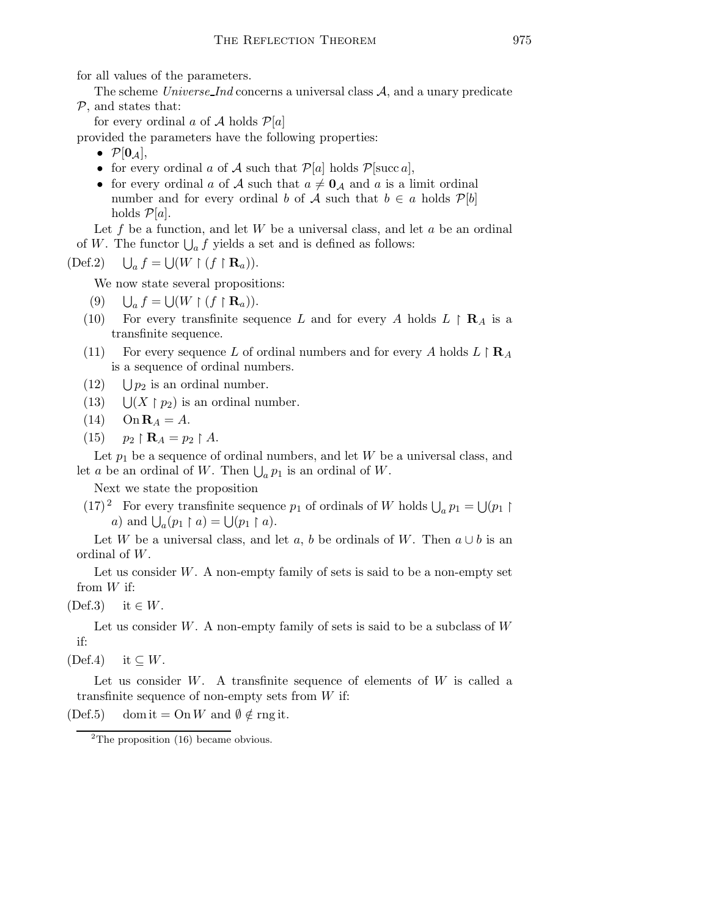for all values of the parameters.

The scheme *Universe_Ind* concerns a universal class $\mathcal{A}$, and a unary predicate $\mathcal{P}$, and states that:

for every ordinal $a$ of $\mathcal{A}$ holds $\mathcal{P}[a]$

provided the parameters have the following properties:

- $\mathcal{P}[\mathbf{0}_{\mathcal{A}}]$,
- for every ordinal $a$ of $\mathcal{A}$ such that $\mathcal{P}[a]$ holds $\mathcal{P}[\operatorname{succ} a]$,
- for every ordinal $a$ of $\mathcal{A}$ such that $a \neq \mathbf{0}_{\mathcal{A}}$ and $a$ is a limit ordinal number and for every ordinal $b$ of $\mathcal{A}$ such that $b \in a$ holds $\mathcal{P}[b]$ holds $\mathcal{P}[a]$.

Let $f$ be a function, and let $W$ be a universal class, and let $a$ be an ordinal of $W$. The functor $\bigcup_a f$ yields a set and is defined as follows:

(Def.2) $\quad \bigcup_a f = \bigcup(W \upharpoonright (f \upharpoonright \mathbf{R}_a))$.

We now state several propositions:

(9) $\quad \bigcup_a f = \bigcup(W \upharpoonright (f \upharpoonright \mathbf{R}_a))$.

(10) For every transfinite sequence $L$ and for every $A$ holds $L \upharpoonright \mathbf{R}_A$ is a transfinite sequence.

(11) For every sequence $L$ of ordinal numbers and for every $A$ holds $L \upharpoonright \mathbf{R}_A$ is a sequence of ordinal numbers.

(12) $\quad \bigcup p_2$ is an ordinal number.

(13) $\quad \bigcup(X \upharpoonright p_2)$ is an ordinal number.

(14) $\quad \operatorname{On} \mathbf{R}_A = A$.

(15) $\quad p_2 \upharpoonright \mathbf{R}_A = p_2 \upharpoonright A$.

Let $p_1$ be a sequence of ordinal numbers, and let $W$ be a universal class, and let $a$ be an ordinal of $W$. Then $\bigcup_a p_1$ is an ordinal of $W$.

Next we state the proposition

(17)[2] For every transfinite sequence $p_1$ of ordinals of $W$ holds $\bigcup_a p_1 = \bigcup(p_1 \upharpoonright a)$ and $\bigcup_a (p_1 \upharpoonright a) = \bigcup(p_1 \upharpoonright a)$.

Let $W$ be a universal class, and let $a$, $b$ be ordinals of $W$. Then $a \cup b$ is an ordinal of $W$.

Let us consider $W$. A non-empty family of sets is said to be a non-empty set from $W$ if:

(Def.3) $\quad$ it $\in W$.

Let us consider $W$. A non-empty family of sets is said to be a subclass of $W$ if:

(Def.4) $\quad$ it $\subseteq W$.

Let us consider $W$. A transfinite sequence of elements of $W$ is called a transfinite sequence of non-empty sets from $W$ if:

(Def.5) $\quad \operatorname{dom} \text{it} = \operatorname{On} W$ and $\emptyset \notin \operatorname{rng} \text{it}$.

[2]The proposition (16) became obvious.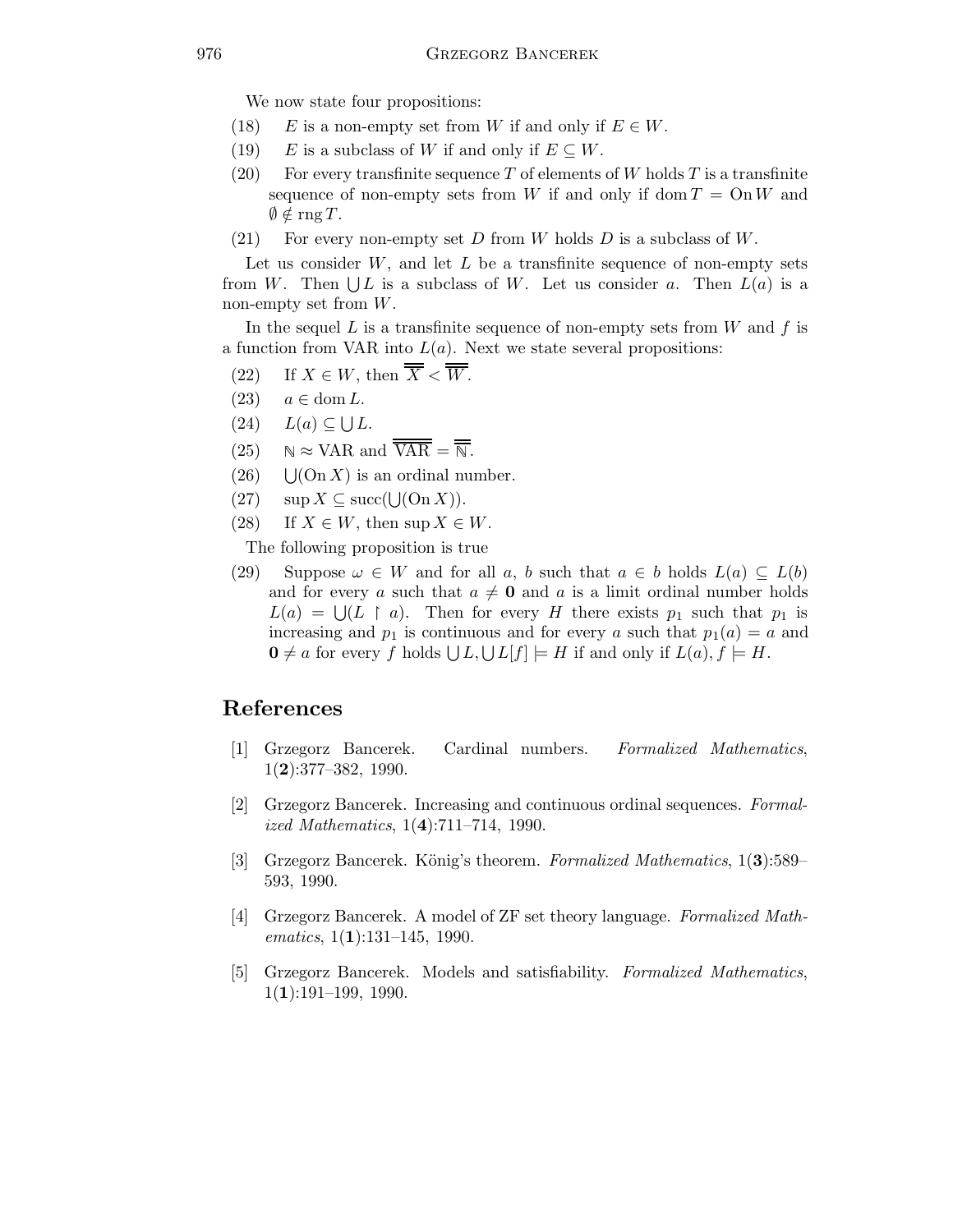We now state four propositions:

(18) $E$ is a non-empty set from $W$ if and only if $E \in W$.

(19) $E$ is a subclass of $W$ if and only if $E \subseteq W$.

(20) For every transfinite sequence $T$ of elements of $W$ holds $T$ is a transfinite sequence of non-empty sets from $W$ if and only if $\operatorname{dom} T = \operatorname{On} W$ and $\emptyset \notin \operatorname{rng} T$.

(21) For every non-empty set $D$ from $W$ holds $D$ is a subclass of $W$.

Let us consider $W$, and let $L$ be a transfinite sequence of non-empty sets from $W$. Then $\bigcup L$ is a subclass of $W$. Let us consider $a$. Then $L(a)$ is a non-empty set from $W$.

In the sequel $L$ is a transfinite sequence of non-empty sets from $W$ and $f$ is a function from VAR into $L(a)$. Next we state several propositions:

(22) If $X \in W$, then $\overline{\overline{X}} < \overline{\overline{W}}$.

(23) $a \in \operatorname{dom} L$.

(24) $L(a) \subseteq \bigcup L$.

(25) $\mathbb{N} \approx \mathrm{VAR}$ and $\overline{\overline{\mathrm{VAR}}} = \overline{\overline{\mathbb{N}}}$.

(26) $\bigcup(\operatorname{On} X)$ is an ordinal number.

(27) $\sup X \subseteq \operatorname{succ}(\bigcup(\operatorname{On} X))$.

(28) If $X \in W$, then $\sup X \in W$.

The following proposition is true

(29) Suppose $\omega \in W$ and for all $a$, $b$ such that $a \in b$ holds $L(a) \subseteq L(b)$ and for every $a$ such that $a \neq \mathbf{0}$ and $a$ is a limit ordinal number holds $L(a) = \bigcup(L \restriction a)$. Then for every $H$ there exists $p_1$ such that $p_1$ is increasing and $p_1$ is continuous and for every $a$ such that $p_1(a) = a$ and $\mathbf{0} \neq a$ for every $f$ holds $\bigcup L, \bigcup L[f] \models H$ if and only if $L(a), f \models H$.

## References

[1] Grzegorz Bancerek. Cardinal numbers. *Formalized Mathematics*, 1(**2**):377–382, 1990.

[2] Grzegorz Bancerek. Increasing and continuous ordinal sequences. *Formalized Mathematics*, 1(**4**):711–714, 1990.

[3] Grzegorz Bancerek. König's theorem. *Formalized Mathematics*, 1(**3**):589–593, 1990.

[4] Grzegorz Bancerek. A model of ZF set theory language. *Formalized Mathematics*, 1(**1**):131–145, 1990.

[5] Grzegorz Bancerek. Models and satisfiability. *Formalized Mathematics*, 1(**1**):191–199, 1990.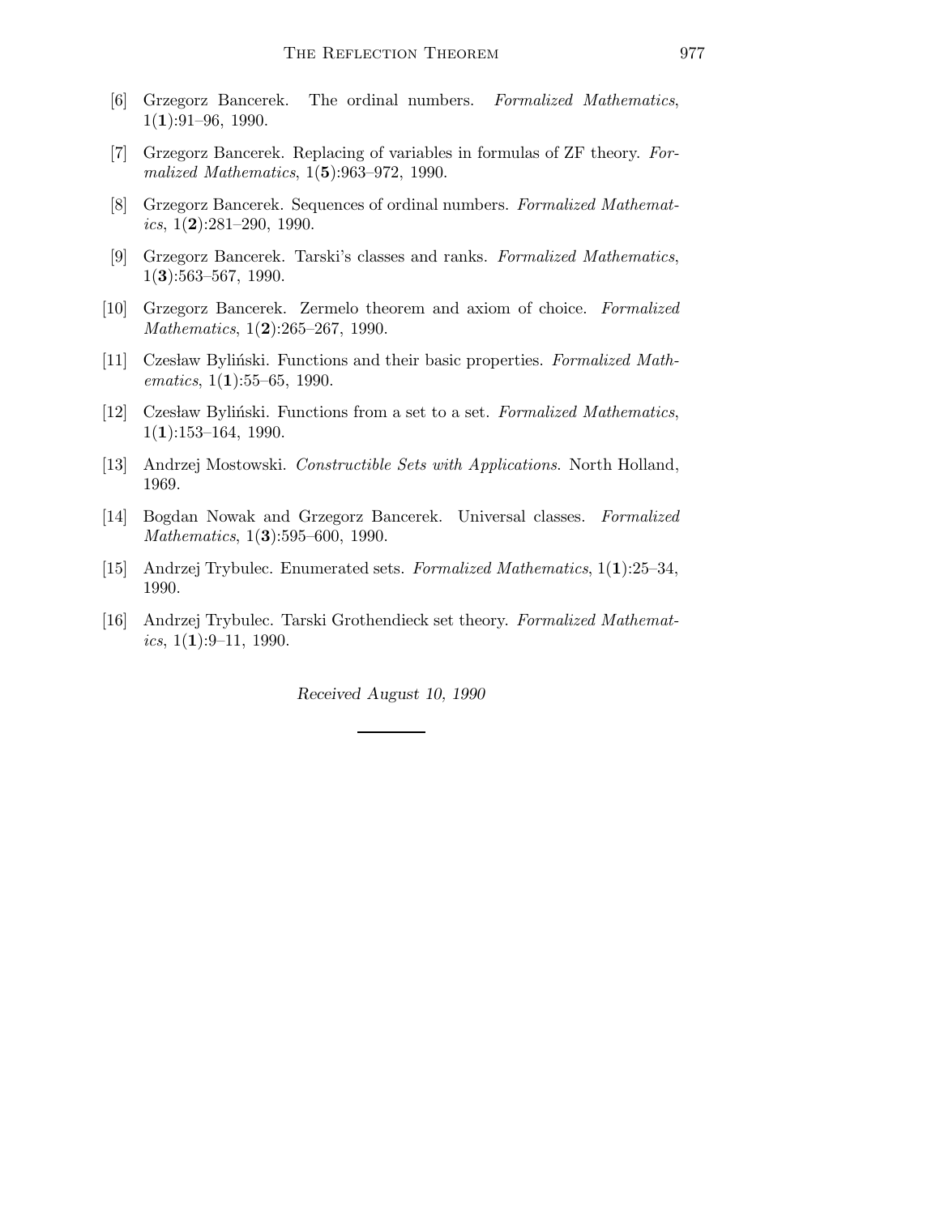[6] Grzegorz Bancerek. The ordinal numbers. *Formalized Mathematics*, 1(**1**):91–96, 1990.

[7] Grzegorz Bancerek. Replacing of variables in formulas of ZF theory. *Formalized Mathematics*, 1(**5**):963–972, 1990.

[8] Grzegorz Bancerek. Sequences of ordinal numbers. *Formalized Mathematics*, 1(**2**):281–290, 1990.

[9] Grzegorz Bancerek. Tarski's classes and ranks. *Formalized Mathematics*, 1(**3**):563–567, 1990.

[10] Grzegorz Bancerek. Zermelo theorem and axiom of choice. *Formalized Mathematics*, 1(**2**):265–267, 1990.

[11] Czesław Byliński. Functions and their basic properties. *Formalized Mathematics*, 1(**1**):55–65, 1990.

[12] Czesław Byliński. Functions from a set to a set. *Formalized Mathematics*, 1(**1**):153–164, 1990.

[13] Andrzej Mostowski. *Constructible Sets with Applications*. North Holland, 1969.

[14] Bogdan Nowak and Grzegorz Bancerek. Universal classes. *Formalized Mathematics*, 1(**3**):595–600, 1990.

[15] Andrzej Trybulec. Enumerated sets. *Formalized Mathematics*, 1(**1**):25–34, 1990.

[16] Andrzej Trybulec. Tarski Grothendieck set theory. *Formalized Mathematics*, 1(**1**):9–11, 1990.

*Received August 10, 1990*